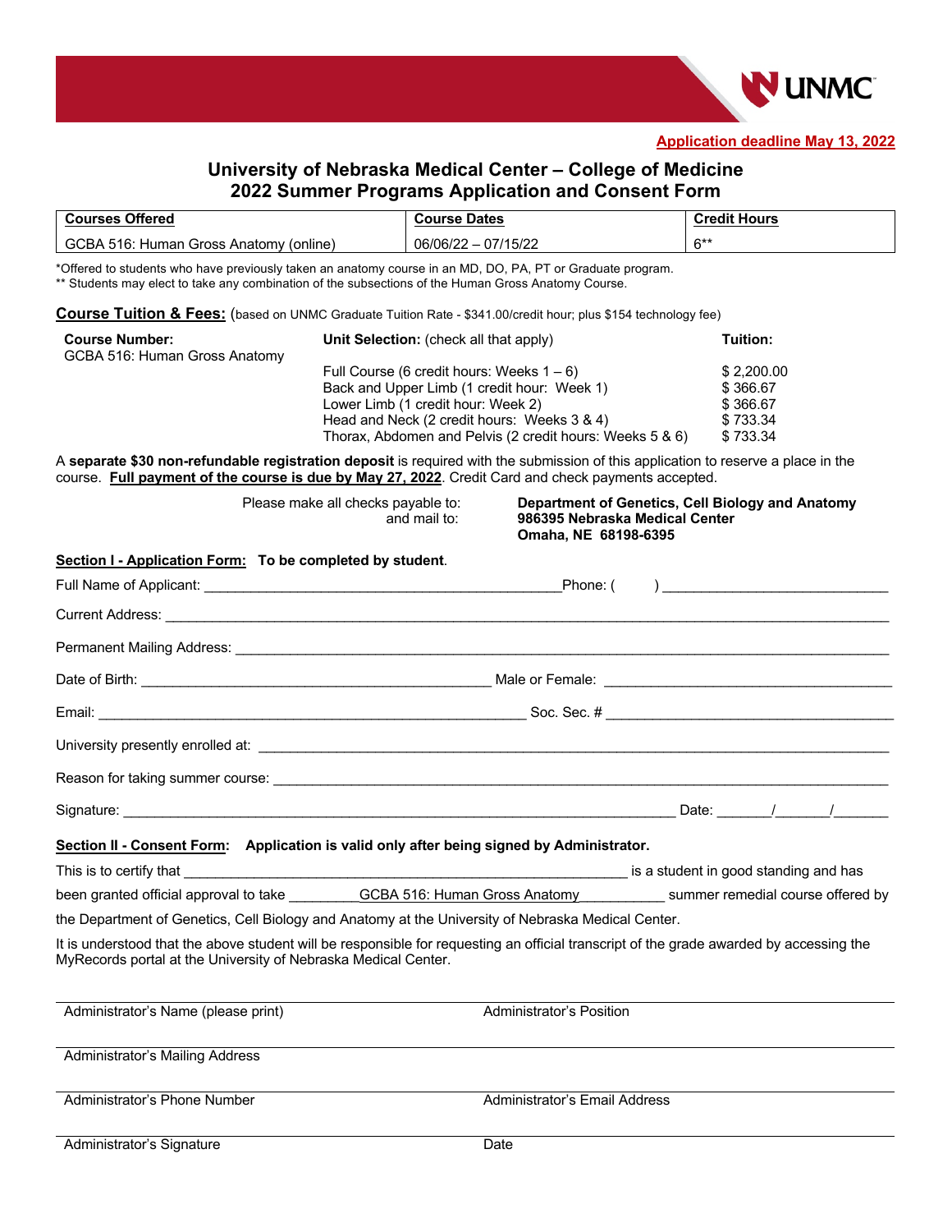**Application deadline May 13, 2022**

# University of Nebraska Medical Center – College of Medicine
## 2022 Summer Programs Application and Consent Form

| Courses Offered | Course Dates | Credit Hours |
| --- | --- | --- |
| GCBA 516: Human Gross Anatomy (online) | 06/06/22 – 07/15/22 | 6** |

*Offered to students who have previously taken an anatomy course in an MD, DO, PA, PT or Graduate program.
** Students may elect to take any combination of the subsections of the Human Gross Anatomy Course.

**Course Tuition & Fees:** (based on UNMC Graduate Tuition Rate - $341.00/credit hour; plus $154 technology fee)

| Course Number: | Unit Selection: (check all that apply) | Tuition: |
| --- | --- | --- |
| GCBA 516: Human Gross Anatomy | Full Course (6 credit hours: Weeks 1 – 6) | $ 2,200.00 |
| | Back and Upper Limb (1 credit hour: Week 1) | $ 366.67 |
| | Lower Limb (1 credit hour: Week 2) | $ 366.67 |
| | Head and Neck (2 credit hours: Weeks 3 & 4) | $ 733.34 |
| | Thorax, Abdomen and Pelvis (2 credit hours: Weeks 5 & 6) | $ 733.34 |

A **separate $30 non-refundable registration deposit** is required with the submission of this application to reserve a place in the course. **Full payment of the course is due by May 27, 2022**. Credit Card and check payments accepted.

Please make all checks payable to: **Department of Genetics, Cell Biology and Anatomy**
and mail to: **986395 Nebraska Medical Center**
**Omaha, NE 68198-6395**

**Section I - Application Form: To be completed by student.**

Full Name of Applicant: ______________________________ Phone: ( ) ______________________

Current Address: ____________________________________________________________

Permanent Mailing Address: ____________________________________________________

Date of Birth: ______________________________ Male or Female: ______________________

Email: ____________________________________ Soc. Sec. # ______________________

University presently enrolled at: ________________________________________________

Reason for taking summer course: _______________________________________________

Signature: ______________________________________________ Date: ______/______/______

**Section II - Consent Form: Application is valid only after being signed by Administrator.**

This is to certify that ____________________________________ is a student in good standing and has been granted official approval to take ________GCBA 516: Human Gross Anatomy__________ summer remedial course offered by the Department of Genetics, Cell Biology and Anatomy at the University of Nebraska Medical Center.

It is understood that the above student will be responsible for requesting an official transcript of the grade awarded by accessing the MyRecords portal at the University of Nebraska Medical Center.

______________________________ ______________________________
Administrator's Name (please print) Administrator's Position

______________________________
Administrator's Mailing Address

______________________________ ______________________________
Administrator's Phone Number Administrator's Email Address

______________________________ ______________________________
Administrator's Signature Date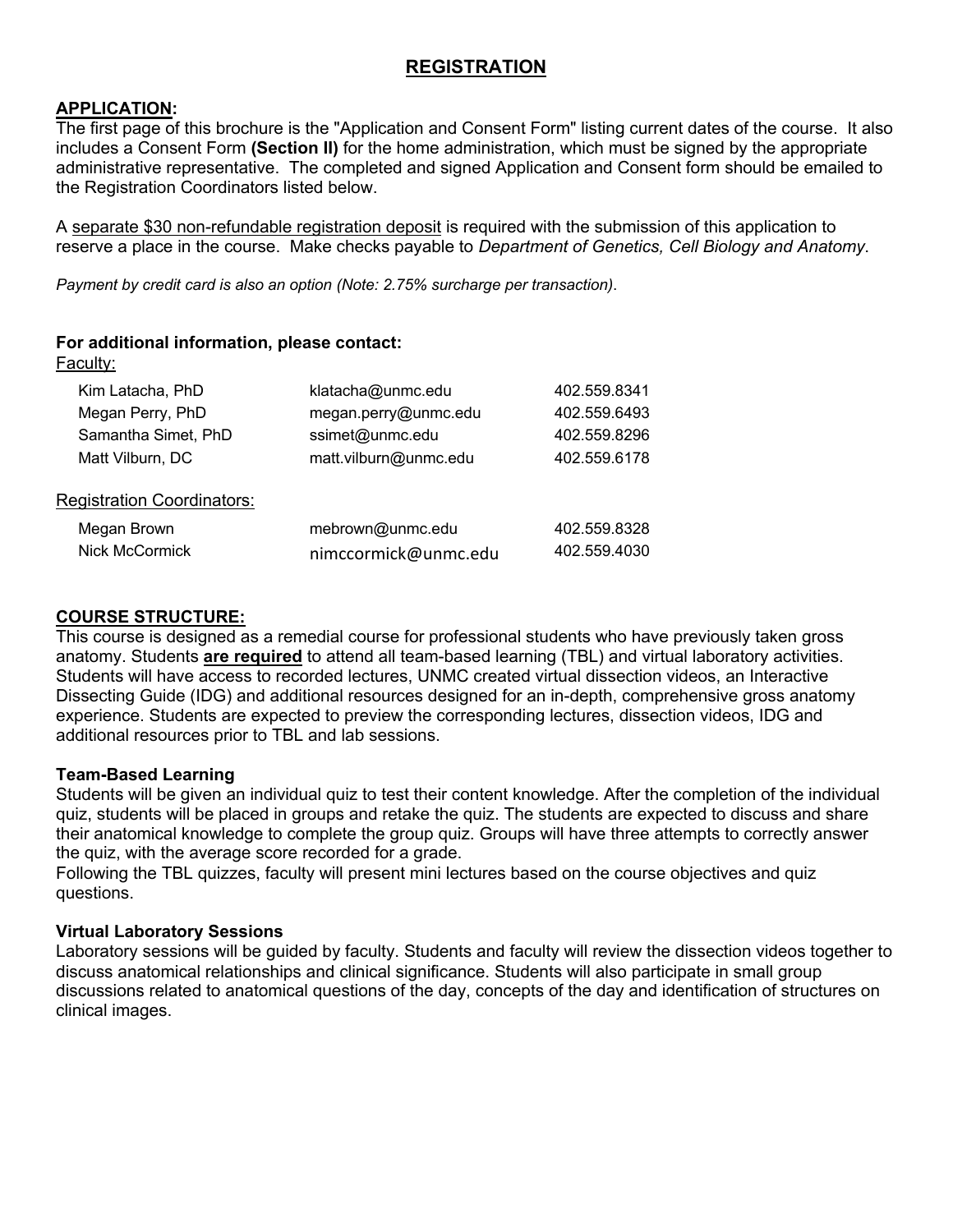# REGISTRATION

## APPLICATION:

The first page of this brochure is the "Application and Consent Form" listing current dates of the course. It also includes a Consent Form **(Section II)** for the home administration, which must be signed by the appropriate administrative representative. The completed and signed Application and Consent form should be emailed to the Registration Coordinators listed below.

A separate $30 non-refundable registration deposit is required with the submission of this application to reserve a place in the course. Make checks payable to *Department of Genetics, Cell Biology and Anatomy.*

*Payment by credit card is also an option (Note: 2.75% surcharge per transaction).*

**For additional information, please contact:**

Faculty:

| | | |
|---|---|---|
| Kim Latacha, PhD | klatacha@unmc.edu | 402.559.8341 |
| Megan Perry, PhD | megan.perry@unmc.edu | 402.559.6493 |
| Samantha Simet, PhD | ssimet@unmc.edu | 402.559.8296 |
| Matt Vilburn, DC | matt.vilburn@unmc.edu | 402.559.6178 |

Registration Coordinators:

| | | |
|---|---|---|
| Megan Brown | mebrown@unmc.edu | 402.559.8328 |
| Nick McCormick | nimccormick@unmc.edu | 402.559.4030 |

## COURSE STRUCTURE:

This course is designed as a remedial course for professional students who have previously taken gross anatomy. Students **are required** to attend all team-based learning (TBL) and virtual laboratory activities. Students will have access to recorded lectures, UNMC created virtual dissection videos, an Interactive Dissecting Guide (IDG) and additional resources designed for an in-depth, comprehensive gross anatomy experience. Students are expected to preview the corresponding lectures, dissection videos, IDG and additional resources prior to TBL and lab sessions.

### Team-Based Learning

Students will be given an individual quiz to test their content knowledge. After the completion of the individual quiz, students will be placed in groups and retake the quiz. The students are expected to discuss and share their anatomical knowledge to complete the group quiz. Groups will have three attempts to correctly answer the quiz, with the average score recorded for a grade.
Following the TBL quizzes, faculty will present mini lectures based on the course objectives and quiz questions.

### Virtual Laboratory Sessions

Laboratory sessions will be guided by faculty. Students and faculty will review the dissection videos together to discuss anatomical relationships and clinical significance. Students will also participate in small group discussions related to anatomical questions of the day, concepts of the day and identification of structures on clinical images.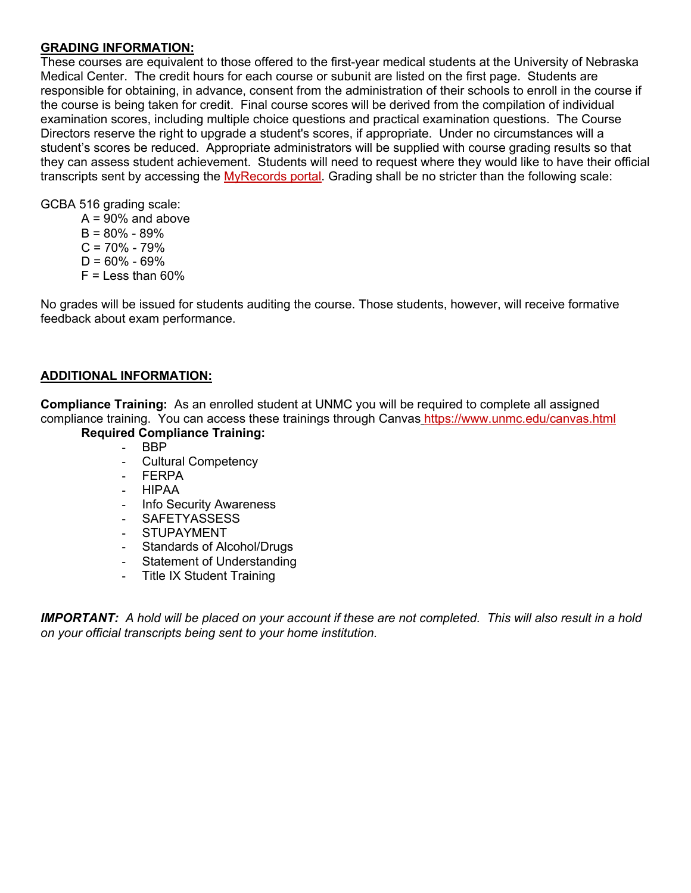**GRADING INFORMATION:**

These courses are equivalent to those offered to the first-year medical students at the University of Nebraska Medical Center. The credit hours for each course or subunit are listed on the first page. Students are responsible for obtaining, in advance, consent from the administration of their schools to enroll in the course if the course is being taken for credit. Final course scores will be derived from the compilation of individual examination scores, including multiple choice questions and practical examination questions. The Course Directors reserve the right to upgrade a student's scores, if appropriate. Under no circumstances will a student's scores be reduced. Appropriate administrators will be supplied with course grading results so that they can assess student achievement. Students will need to request where they would like to have their official transcripts sent by accessing the MyRecords portal. Grading shall be no stricter than the following scale:

GCBA 516 grading scale:

- A = 90% and above
- B = 80% - 89%
- C = 70% - 79%
- D = 60% - 69%
- F = Less than 60%

No grades will be issued for students auditing the course. Those students, however, will receive formative feedback about exam performance.

**ADDITIONAL INFORMATION:**

**Compliance Training:** As an enrolled student at UNMC you will be required to complete all assigned compliance training. You can access these trainings through Canvas https://www.unmc.edu/canvas.html

**Required Compliance Training:**

- BBP
- Cultural Competency
- FERPA
- HIPAA
- Info Security Awareness
- SAFETYASSESS
- STUPAYMENT
- Standards of Alcohol/Drugs
- Statement of Understanding
- Title IX Student Training

***IMPORTANT:*** *A hold will be placed on your account if these are not completed. This will also result in a hold on your official transcripts being sent to your home institution.*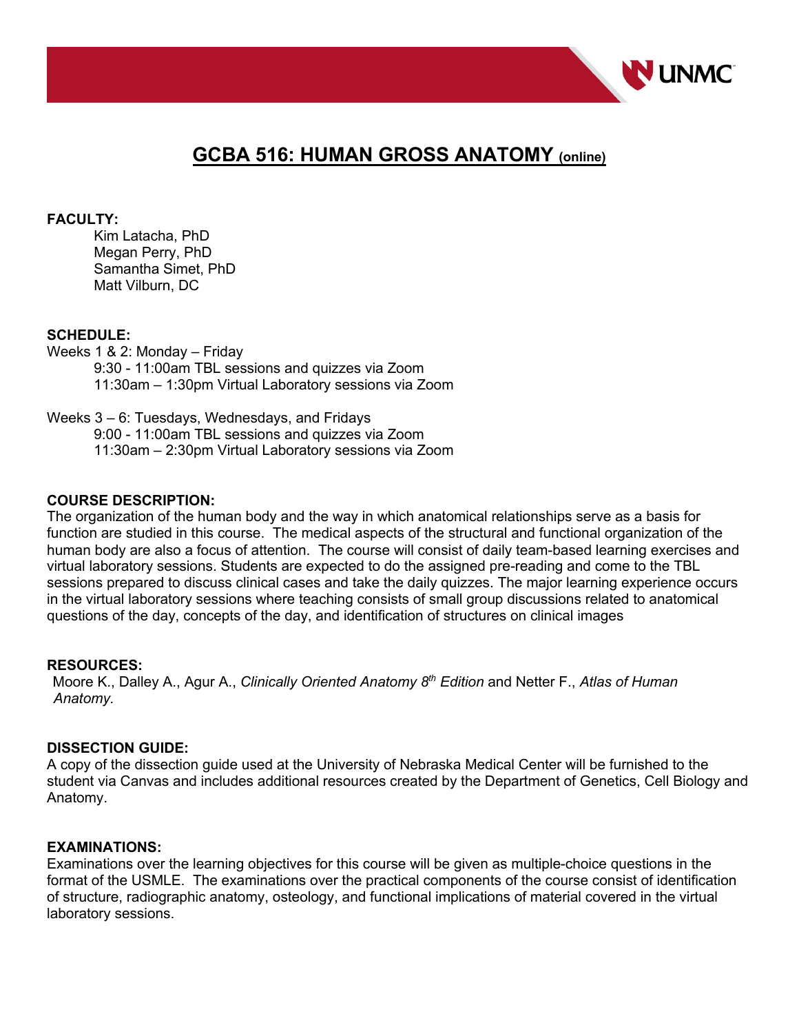# GCBA 516: HUMAN GROSS ANATOMY (online)

**FACULTY:**

Kim Latacha, PhD
Megan Perry, PhD
Samantha Simet, PhD
Matt Vilburn, DC

**SCHEDULE:**

Weeks 1 & 2: Monday – Friday
9:30 - 11:00am TBL sessions and quizzes via Zoom
11:30am – 1:30pm Virtual Laboratory sessions via Zoom

Weeks 3 – 6: Tuesdays, Wednesdays, and Fridays
9:00 - 11:00am TBL sessions and quizzes via Zoom
11:30am – 2:30pm Virtual Laboratory sessions via Zoom

**COURSE DESCRIPTION:**

The organization of the human body and the way in which anatomical relationships serve as a basis for function are studied in this course. The medical aspects of the structural and functional organization of the human body are also a focus of attention. The course will consist of daily team-based learning exercises and virtual laboratory sessions. Students are expected to do the assigned pre-reading and come to the TBL sessions prepared to discuss clinical cases and take the daily quizzes. The major learning experience occurs in the virtual laboratory sessions where teaching consists of small group discussions related to anatomical questions of the day, concepts of the day, and identification of structures on clinical images

**RESOURCES:**

Moore K., Dalley A., Agur A., *Clinically Oriented Anatomy 8th Edition* and Netter F., *Atlas of Human Anatomy.*

**DISSECTION GUIDE:**

A copy of the dissection guide used at the University of Nebraska Medical Center will be furnished to the student via Canvas and includes additional resources created by the Department of Genetics, Cell Biology and Anatomy.

**EXAMINATIONS:**

Examinations over the learning objectives for this course will be given as multiple-choice questions in the format of the USMLE. The examinations over the practical components of the course consist of identification of structure, radiographic anatomy, osteology, and functional implications of material covered in the virtual laboratory sessions.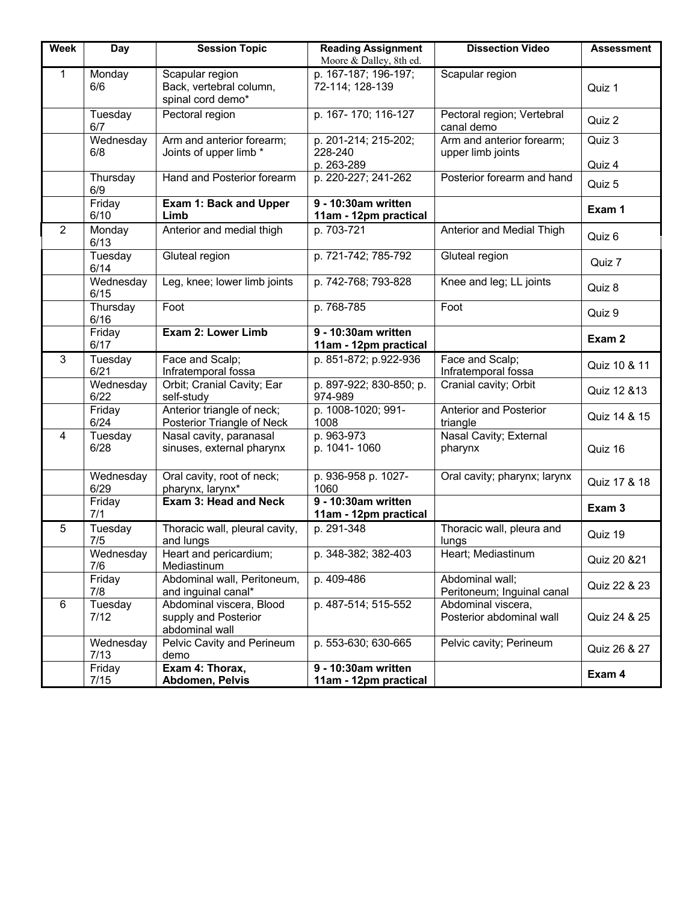| Week | Day | Session Topic | Reading Assignment Moore & Dalley, 8th ed. | Dissection Video | Assessment |
|---|---|---|---|---|---|
| 1 | Monday 6/6 | Scapular region Back, vertebral column, spinal cord demo* | p. 167-187; 196-197; 72-114; 128-139 | Scapular region | Quiz 1 |
| | Tuesday 6/7 | Pectoral region | p. 167- 170; 116-127 | Pectoral region; Vertebral canal demo | Quiz 2 |
| | Wednesday 6/8 | Arm and anterior forearm; Joints of upper limb * | p. 201-214; 215-202; 228-240 p. 263-289 | Arm and anterior forearm; upper limb joints | Quiz 3 Quiz 4 |
| | Thursday 6/9 | Hand and Posterior forearm | p. 220-227; 241-262 | Posterior forearm and hand | Quiz 5 |
| | Friday 6/10 | **Exam 1: Back and Upper Limb** | **9 - 10:30am written 11am - 12pm practical** | | **Exam 1** |
| 2 | Monday 6/13 | Anterior and medial thigh | p. 703-721 | Anterior and Medial Thigh | Quiz 6 |
| | Tuesday 6/14 | Gluteal region | p. 721-742; 785-792 | Gluteal region | Quiz 7 |
| | Wednesday 6/15 | Leg, knee; lower limb joints | p. 742-768; 793-828 | Knee and leg; LL joints | Quiz 8 |
| | Thursday 6/16 | Foot | p. 768-785 | Foot | Quiz 9 |
| | Friday 6/17 | **Exam 2: Lower Limb** | **9 - 10:30am written 11am - 12pm practical** | | **Exam 2** |
| 3 | Tuesday 6/21 | Face and Scalp; Infratemporal fossa | p. 851-872; p.922-936 | Face and Scalp; Infratemporal fossa | Quiz 10 & 11 |
| | Wednesday 6/22 | Orbit; Cranial Cavity; Ear self-study | p. 897-922; 830-850; p. 974-989 | Cranial cavity; Orbit | Quiz 12 &13 |
| | Friday 6/24 | Anterior triangle of neck; Posterior Triangle of Neck | p. 1008-1020; 991-1008 | Anterior and Posterior triangle | Quiz 14 & 15 |
| 4 | Tuesday 6/28 | Nasal cavity, paranasal sinuses, external pharynx | p. 963-973 p. 1041- 1060 | Nasal Cavity; External pharynx | Quiz 16 |
| | Wednesday 6/29 | Oral cavity, root of neck; pharynx, larynx* | p. 936-958 p. 1027-1060 | Oral cavity; pharynx; larynx | Quiz 17 & 18 |
| | Friday 7/1 | **Exam 3: Head and Neck** | **9 - 10:30am written 11am - 12pm practical** | | **Exam 3** |
| 5 | Tuesday 7/5 | Thoracic wall, pleural cavity, and lungs | p. 291-348 | Thoracic wall, pleura and lungs | Quiz 19 |
| | Wednesday 7/6 | Heart and pericardium; Mediastinum | p. 348-382; 382-403 | Heart; Mediastinum | Quiz 20 &21 |
| | Friday 7/8 | Abdominal wall, Peritoneum, and inguinal canal* | p. 409-486 | Abdominal wall; Peritoneum; Inguinal canal | Quiz 22 & 23 |
| 6 | Tuesday 7/12 | Abdominal viscera, Blood supply and Posterior abdominal wall | p. 487-514; 515-552 | Abdominal viscera, Posterior abdominal wall | Quiz 24 & 25 |
| | Wednesday 7/13 | Pelvic Cavity and Perineum demo | p. 553-630; 630-665 | Pelvic cavity; Perineum | Quiz 26 & 27 |
| | Friday 7/15 | **Exam 4: Thorax, Abdomen, Pelvis** | **9 - 10:30am written 11am - 12pm practical** | | **Exam 4** |